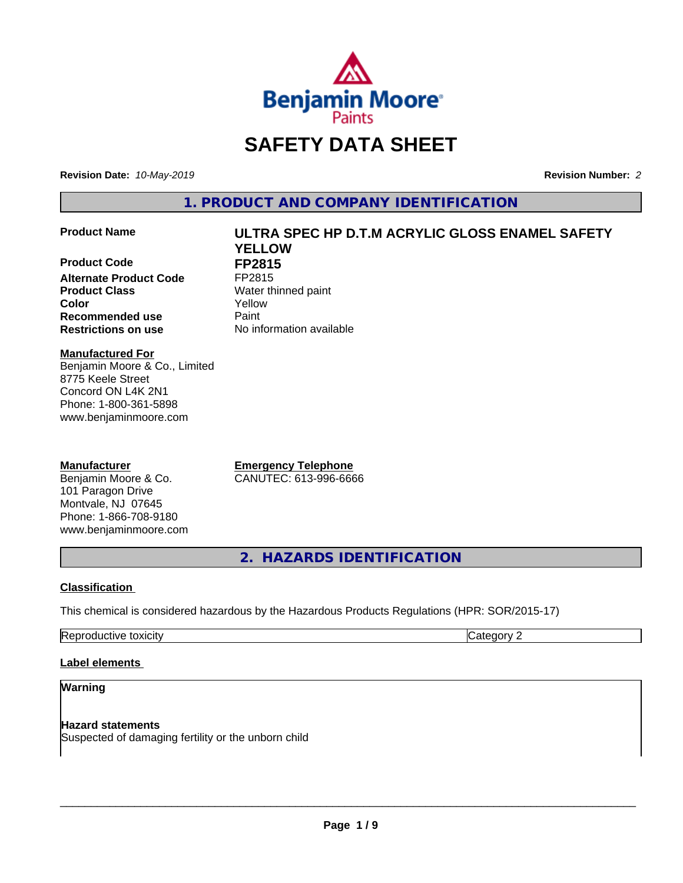# SAFETY DATA SHEET

**Revision Date:** *10-May-2019* **Revision Number:** *2*

## 1. PRODUCT AND COMPANY IDENTIFICATION

| | |
|---|---|
| **Product Name** | **ULTRA SPEC HP D.T.M ACRYLIC GLOSS ENAMEL SAFETY YELLOW** |
| **Product Code** | **FP2815** |
| **Alternate Product Code** | FP2815 |
| **Product Class** | Water thinned paint |
| **Color** | Yellow |
| **Recommended use** | Paint |
| **Restrictions on use** | No information available |

**Manufactured For**
Benjamin Moore & Co., Limited
8775 Keele Street
Concord ON L4K 2N1
Phone: 1-800-361-5898
www.benjaminmoore.com

**Manufacturer**
Benjamin Moore & Co.
101 Paragon Drive
Montvale, NJ 07645
Phone: 1-866-708-9180
www.benjaminmoore.com

**Emergency Telephone**
CANUTEC: 613-996-6666

## 2. HAZARDS IDENTIFICATION

**Classification**

This chemical is considered hazardous by the Hazardous Products Regulations (HPR: SOR/2015-17)

| | |
|---|---|
| Reproductive toxicity | Category 2 |

**Label elements**

**Warning**

**Hazard statements**
Suspected of damaging fertility or the unborn child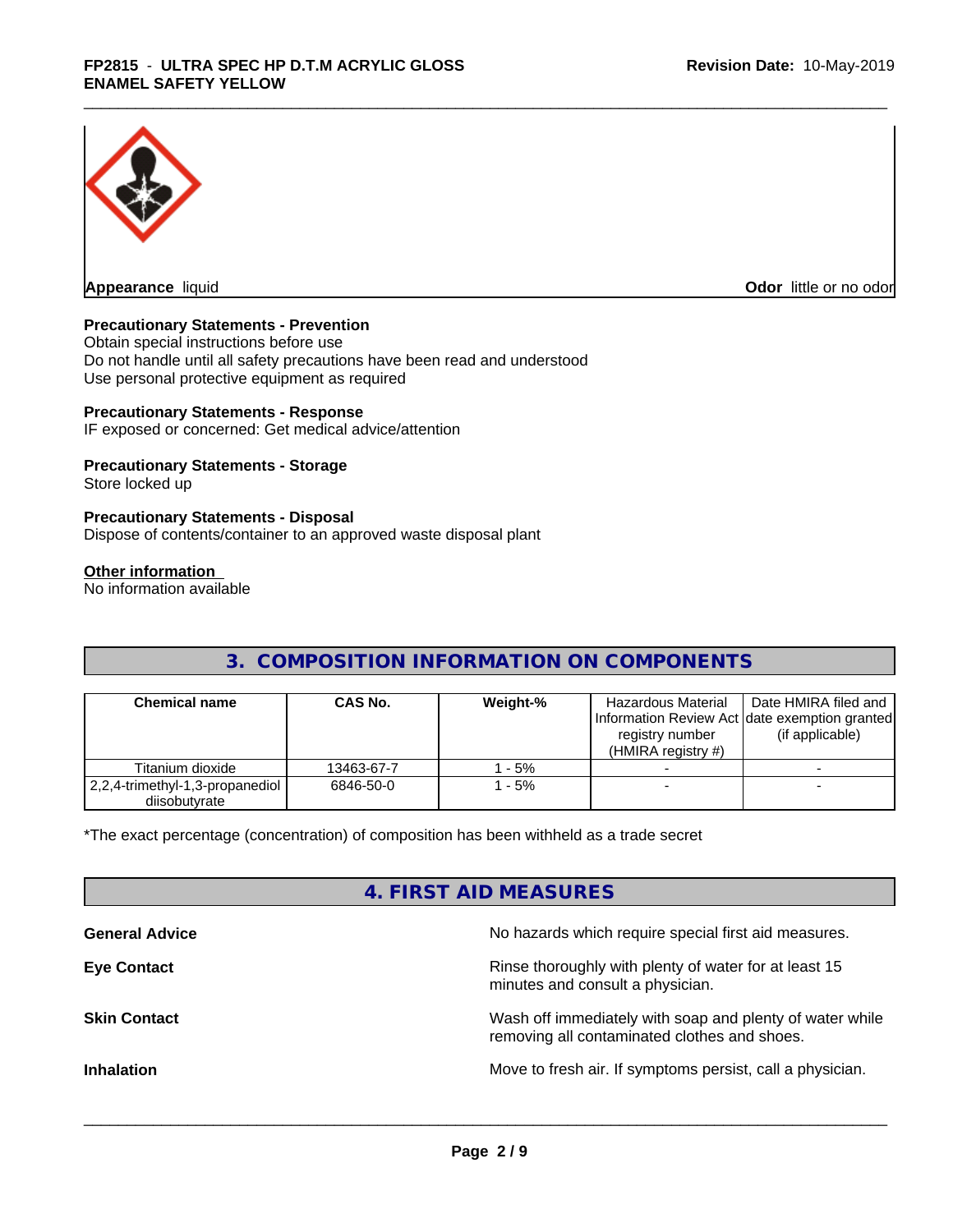**Appearance** liquid

**Odor** little or no odor

**Precautionary Statements - Prevention**

Obtain special instructions before use
Do not handle until all safety precautions have been read and understood
Use personal protective equipment as required

**Precautionary Statements - Response**

IF exposed or concerned: Get medical advice/attention

**Precautionary Statements - Storage**

Store locked up

**Precautionary Statements - Disposal**

Dispose of contents/container to an approved waste disposal plant

**Other information**

No information available

## 3. COMPOSITION INFORMATION ON COMPONENTS

| Chemical name | CAS No. | Weight-% | Hazardous Material Information Review Act registry number (HMIRA registry #) | Date HMIRA filed and date exemption granted (if applicable) |
|---|---|---|---|---|
| Titanium dioxide | 13463-67-7 | 1 - 5% | - | - |
| 2,2,4-trimethyl-1,3-propanediol diisobutyrate | 6846-50-0 | 1 - 5% | - | - |

*The exact percentage (concentration) of composition has been withheld as a trade secret

## 4. FIRST AID MEASURES

**General Advice**
No hazards which require special first aid measures.

**Eye Contact**
Rinse thoroughly with plenty of water for at least 15 minutes and consult a physician.

**Skin Contact**
Wash off immediately with soap and plenty of water while removing all contaminated clothes and shoes.

**Inhalation**
Move to fresh air. If symptoms persist, call a physician.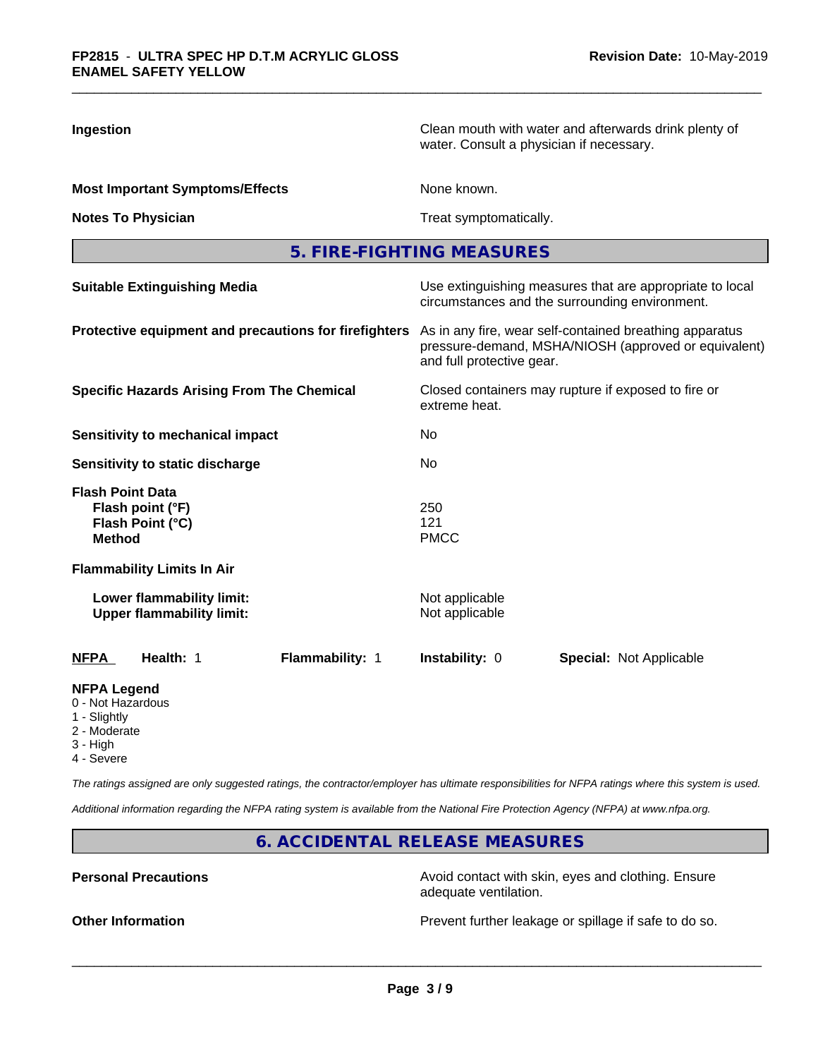**Ingestion** — Clean mouth with water and afterwards drink plenty of water. Consult a physician if necessary.

**Most Important Symptoms/Effects** — None known.

**Notes To Physician** — Treat symptomatically.

## 5. FIRE-FIGHTING MEASURES

**Suitable Extinguishing Media** — Use extinguishing measures that are appropriate to local circumstances and the surrounding environment.

**Protective equipment and precautions for firefighters** — As in any fire, wear self-contained breathing apparatus pressure-demand, MSHA/NIOSH (approved or equivalent) and full protective gear.

**Specific Hazards Arising From The Chemical** — Closed containers may rupture if exposed to fire or extreme heat.

**Sensitivity to mechanical impact** — No

**Sensitivity to static discharge** — No

**Flash Point Data**

- **Flash point (°F)** — 250
- **Flash Point (°C)** — 121
- **Method** — PMCC

**Flammability Limits In Air**

- **Lower flammability limit:** — Not applicable
- **Upper flammability limit:** — Not applicable

| NFPA | Health: 1 | Flammability: 1 | Instability: 0 | Special: Not Applicable |
|---|---|---|---|---|

**NFPA Legend**

- 0 - Not Hazardous
- 1 - Slightly
- 2 - Moderate
- 3 - High
- 4 - Severe

*The ratings assigned are only suggested ratings, the contractor/employer has ultimate responsibilities for NFPA ratings where this system is used.*

*Additional information regarding the NFPA rating system is available from the National Fire Protection Agency (NFPA) at www.nfpa.org.*

## 6. ACCIDENTAL RELEASE MEASURES

**Personal Precautions** — Avoid contact with skin, eyes and clothing. Ensure adequate ventilation.

**Other Information** — Prevent further leakage or spillage if safe to do so.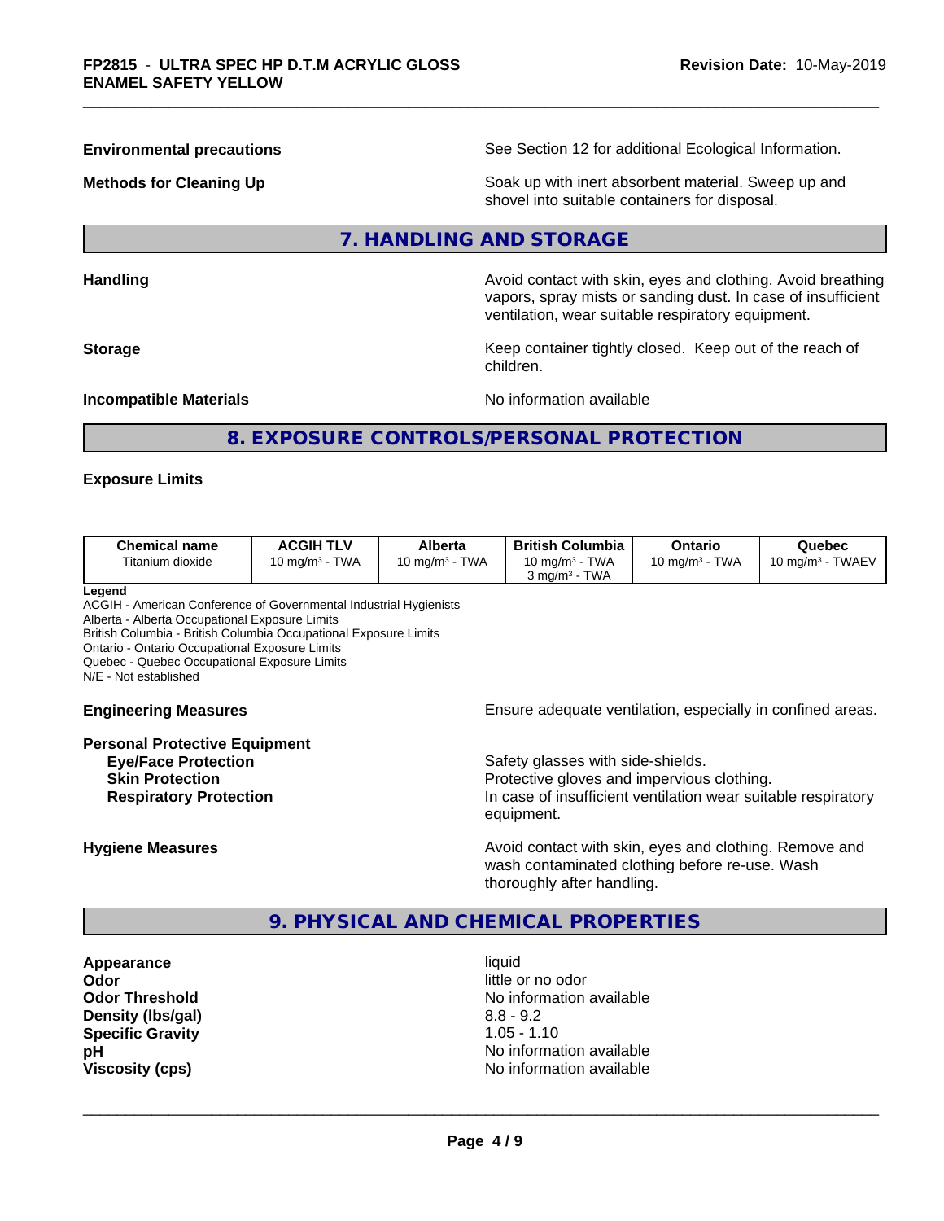**Environmental precautions** See Section 12 for additional Ecological Information.

**Methods for Cleaning Up** Soak up with inert absorbent material. Sweep up and shovel into suitable containers for disposal.

## 7. HANDLING AND STORAGE

**Handling** Avoid contact with skin, eyes and clothing. Avoid breathing vapors, spray mists or sanding dust. In case of insufficient ventilation, wear suitable respiratory equipment.

**Storage** Keep container tightly closed. Keep out of the reach of children.

**Incompatible Materials** No information available

## 8. EXPOSURE CONTROLS/PERSONAL PROTECTION

**Exposure Limits**

| Chemical name | ACGIH TLV | Alberta | British Columbia | Ontario | Quebec |
|---|---|---|---|---|---|
| Titanium dioxide | 10 mg/m³ - TWA | 10 mg/m³ - TWA | 10 mg/m³ - TWA<br>3 mg/m³ - TWA | 10 mg/m³ - TWA | 10 mg/m³ - TWAEV |

**Legend**
ACGIH - American Conference of Governmental Industrial Hygienists
Alberta - Alberta Occupational Exposure Limits
British Columbia - British Columbia Occupational Exposure Limits
Ontario - Ontario Occupational Exposure Limits
Quebec - Quebec Occupational Exposure Limits
N/E - Not established

**Engineering Measures** Ensure adequate ventilation, especially in confined areas.

**Personal Protective Equipment**

- **Eye/Face Protection** Safety glasses with side-shields.
- **Skin Protection** Protective gloves and impervious clothing.
- **Respiratory Protection** In case of insufficient ventilation wear suitable respiratory equipment.

**Hygiene Measures** Avoid contact with skin, eyes and clothing. Remove and wash contaminated clothing before re-use. Wash thoroughly after handling.

## 9. PHYSICAL AND CHEMICAL PROPERTIES

| | |
|---|---|
| **Appearance** | liquid |
| **Odor** | little or no odor |
| **Odor Threshold** | No information available |
| **Density (lbs/gal)** | 8.8 - 9.2 |
| **Specific Gravity** | 1.05 - 1.10 |
| **pH** | No information available |
| **Viscosity (cps)** | No information available |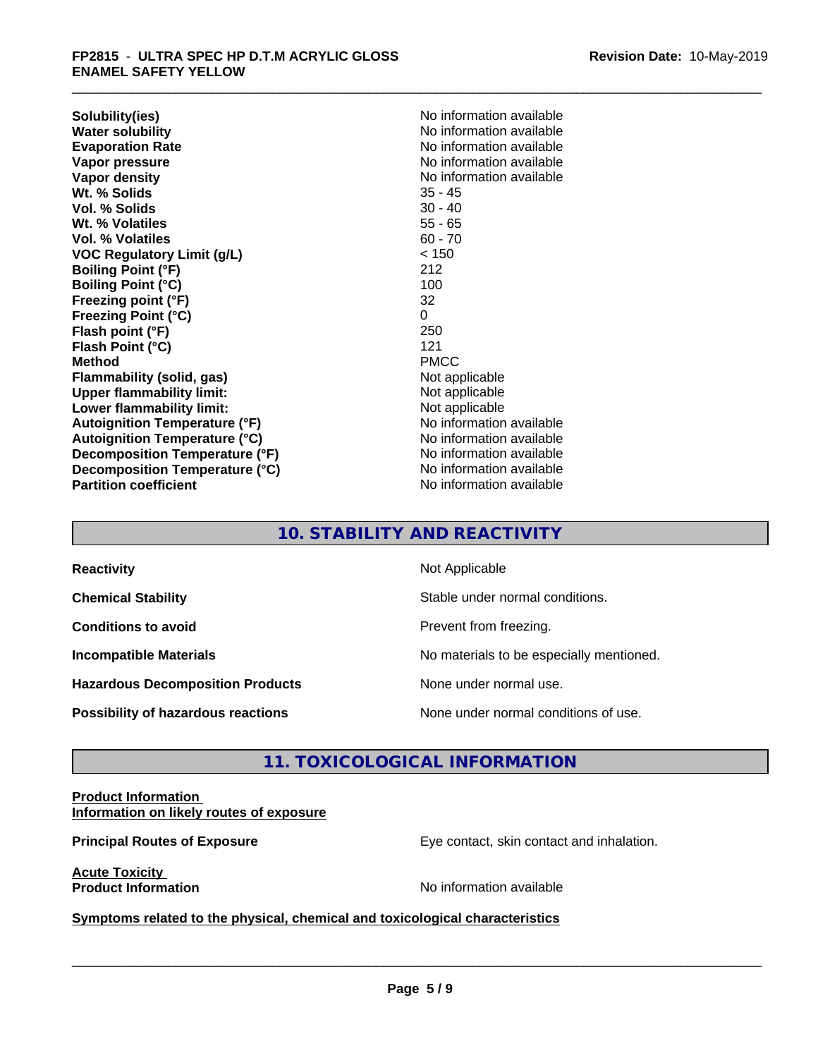| Property | Value |
|---|---|
| **Solubility(ies)** | No information available |
| **Water solubility** | No information available |
| **Evaporation Rate** | No information available |
| **Vapor pressure** | No information available |
| **Vapor density** | No information available |
| **Wt. % Solids** | 35 - 45 |
| **Vol. % Solids** | 30 - 40 |
| **Wt. % Volatiles** | 55 - 65 |
| **Vol. % Volatiles** | 60 - 70 |
| **VOC Regulatory Limit (g/L)** | < 150 |
| **Boiling Point (°F)** | 212 |
| **Boiling Point (°C)** | 100 |
| **Freezing point (°F)** | 32 |
| **Freezing Point (°C)** | 0 |
| **Flash point (°F)** | 250 |
| **Flash Point (°C)** | 121 |
| **Method** | PMCC |
| **Flammability (solid, gas)** | Not applicable |
| **Upper flammability limit:** | Not applicable |
| **Lower flammability limit:** | Not applicable |
| **Autoignition Temperature (°F)** | No information available |
| **Autoignition Temperature (°C)** | No information available |
| **Decomposition Temperature (°F)** | No information available |
| **Decomposition Temperature (°C)** | No information available |
| **Partition coefficient** | No information available |

## 10. STABILITY AND REACTIVITY

| | |
|---|---|
| **Reactivity** | Not Applicable |
| **Chemical Stability** | Stable under normal conditions. |
| **Conditions to avoid** | Prevent from freezing. |
| **Incompatible Materials** | No materials to be especially mentioned. |
| **Hazardous Decomposition Products** | None under normal use. |
| **Possibility of hazardous reactions** | None under normal conditions of use. |

## 11. TOXICOLOGICAL INFORMATION

**Product Information**
**Information on likely routes of exposure**

**Principal Routes of Exposure** — Eye contact, skin contact and inhalation.

**Acute Toxicity**
**Product Information** — No information available

**Symptoms related to the physical, chemical and toxicological characteristics**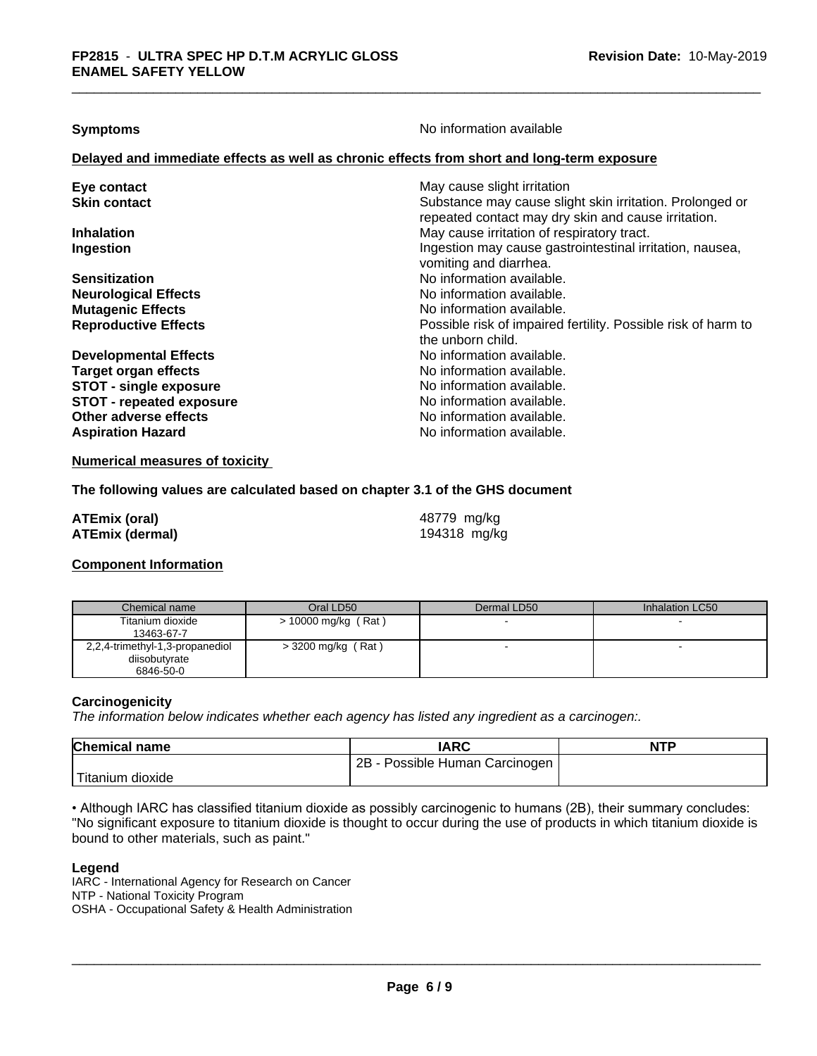**Symptoms** No information available

**Delayed and immediate effects as well as chronic effects from short and long-term exposure**

| | |
|---|---|
| **Eye contact** | May cause slight irritation |
| **Skin contact** | Substance may cause slight skin irritation. Prolonged or repeated contact may dry skin and cause irritation. |
| **Inhalation** | May cause irritation of respiratory tract. |
| **Ingestion** | Ingestion may cause gastrointestinal irritation, nausea, vomiting and diarrhea. |
| **Sensitization** | No information available. |
| **Neurological Effects** | No information available. |
| **Mutagenic Effects** | No information available. |
| **Reproductive Effects** | Possible risk of impaired fertility. Possible risk of harm to the unborn child. |
| **Developmental Effects** | No information available. |
| **Target organ effects** | No information available. |
| **STOT - single exposure** | No information available. |
| **STOT - repeated exposure** | No information available. |
| **Other adverse effects** | No information available. |
| **Aspiration Hazard** | No information available. |

**Numerical measures of toxicity**

**The following values are calculated based on chapter 3.1 of the GHS document**

| | |
|---|---|
| **ATEmix (oral)** | 48779 mg/kg |
| **ATEmix (dermal)** | 194318 mg/kg |

**Component Information**

| Chemical name | Oral LD50 | Dermal LD50 | Inhalation LC50 |
|---|---|---|---|
| Titanium dioxide 13463-67-7 | > 10000 mg/kg ( Rat ) | - | - |
| 2,2,4-trimethyl-1,3-propanediol diisobutyrate 6846-50-0 | > 3200 mg/kg ( Rat ) | - | - |

**Carcinogenicity**

*The information below indicates whether each agency has listed any ingredient as a carcinogen:.*

| Chemical name | IARC | NTP |
|---|---|---|
| Titanium dioxide | 2B - Possible Human Carcinogen | |

• Although IARC has classified titanium dioxide as possibly carcinogenic to humans (2B), their summary concludes: "No significant exposure to titanium dioxide is thought to occur during the use of products in which titanium dioxide is bound to other materials, such as paint."

**Legend**

IARC - International Agency for Research on Cancer
NTP - National Toxicity Program
OSHA - Occupational Safety & Health Administration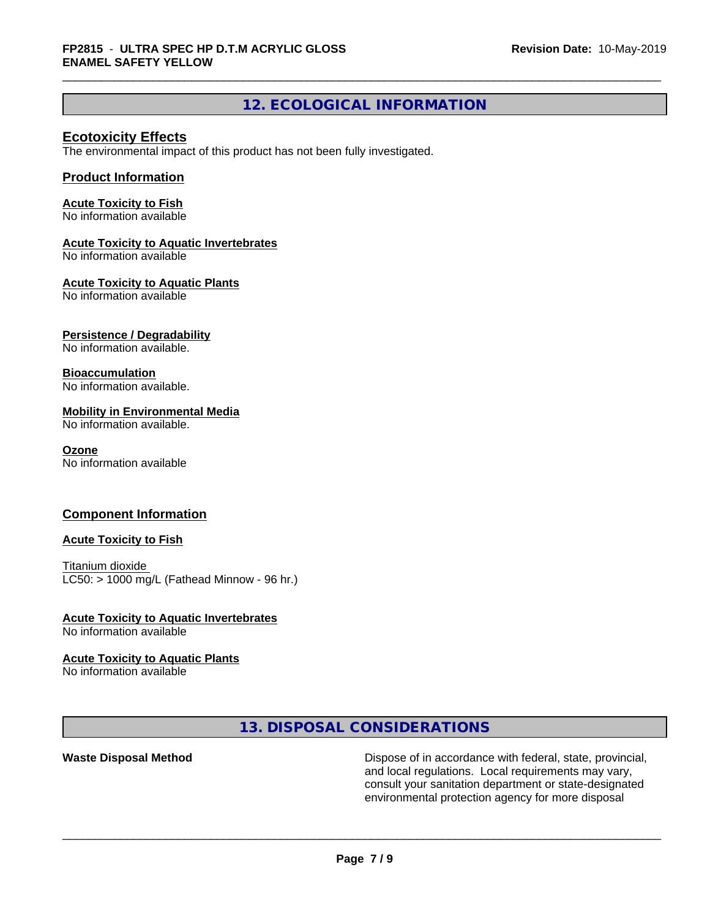## 12. ECOLOGICAL INFORMATION

### Ecotoxicity Effects

The environmental impact of this product has not been fully investigated.

### Product Information

**Acute Toxicity to Fish**
No information available

**Acute Toxicity to Aquatic Invertebrates**
No information available

**Acute Toxicity to Aquatic Plants**
No information available

**Persistence / Degradability**
No information available.

**Bioaccumulation**
No information available.

**Mobility in Environmental Media**
No information available.

**Ozone**
No information available

### Component Information

**Acute Toxicity to Fish**

Titanium dioxide
LC50: > 1000 mg/L (Fathead Minnow - 96 hr.)

**Acute Toxicity to Aquatic Invertebrates**
No information available

**Acute Toxicity to Aquatic Plants**
No information available

## 13. DISPOSAL CONSIDERATIONS

**Waste Disposal Method**

Dispose of in accordance with federal, state, provincial, and local regulations. Local requirements may vary, consult your sanitation department or state-designated environmental protection agency for more disposal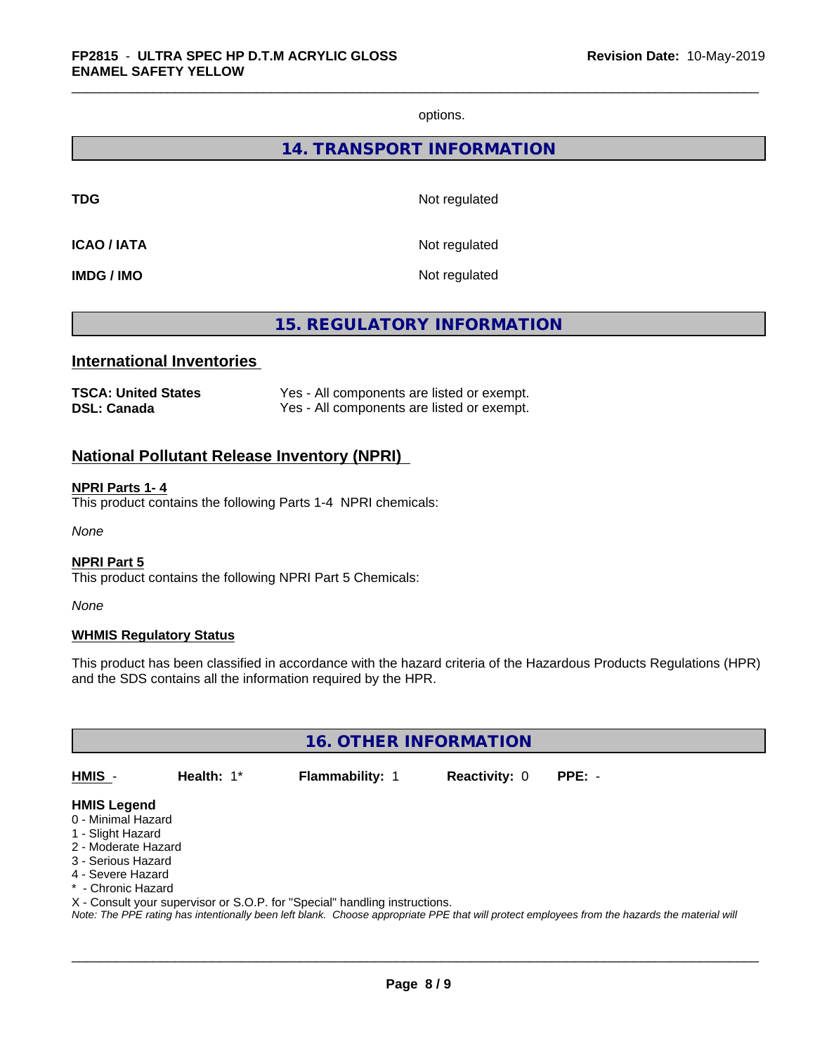options.

## 14. TRANSPORT INFORMATION

| | |
|---|---|
| **TDG** | Not regulated |
| **ICAO / IATA** | Not regulated |
| **IMDG / IMO** | Not regulated |

## 15. REGULATORY INFORMATION

### International Inventories

| | |
|---|---|
| **TSCA: United States** | Yes - All components are listed or exempt. |
| **DSL: Canada** | Yes - All components are listed or exempt. |

### National Pollutant Release Inventory (NPRI)

**NPRI Parts 1- 4**

This product contains the following Parts 1-4 NPRI chemicals:

*None*

**NPRI Part 5**

This product contains the following NPRI Part 5 Chemicals:

*None*

**WHMIS Regulatory Status**

This product has been classified in accordance with the hazard criteria of the Hazardous Products Regulations (HPR) and the SDS contains all the information required by the HPR.

## 16. OTHER INFORMATION

| HMIS - | Health: 1* | Flammability: 1 | Reactivity: 0 | PPE: - |
|---|---|---|---|---|

**HMIS Legend**

0 - Minimal Hazard
1 - Slight Hazard
2 - Moderate Hazard
3 - Serious Hazard
4 - Severe Hazard
* - Chronic Hazard
X - Consult your supervisor or S.O.P. for "Special" handling instructions.

*Note: The PPE rating has intentionally been left blank. Choose appropriate PPE that will protect employees from the hazards the material will*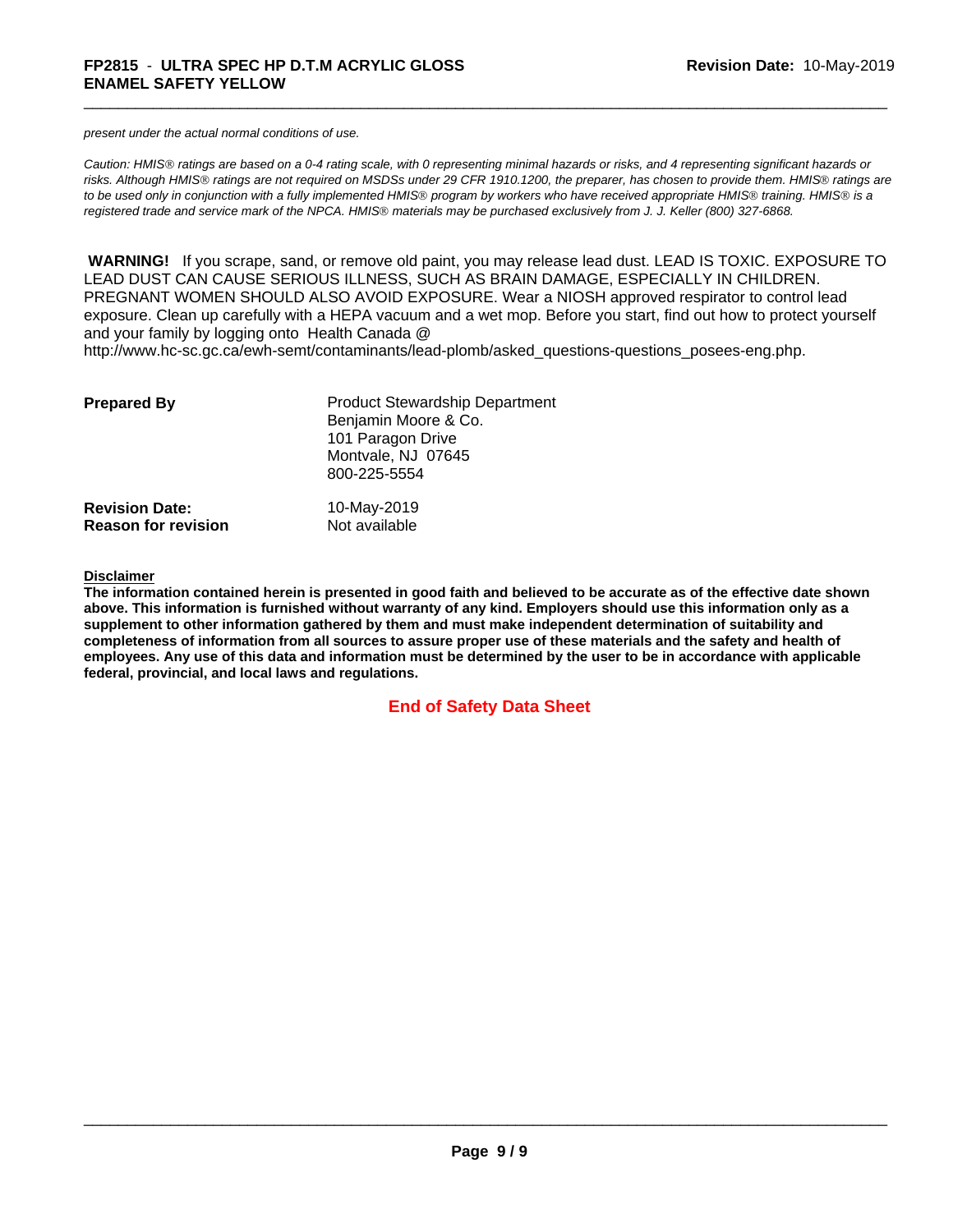*present under the actual normal conditions of use.*

*Caution: HMIS® ratings are based on a 0-4 rating scale, with 0 representing minimal hazards or risks, and 4 representing significant hazards or risks. Although HMIS® ratings are not required on MSDSs under 29 CFR 1910.1200, the preparer, has chosen to provide them. HMIS® ratings are to be used only in conjunction with a fully implemented HMIS® program by workers who have received appropriate HMIS® training. HMIS® is a registered trade and service mark of the NPCA. HMIS® materials may be purchased exclusively from J. J. Keller (800) 327-6868.*

**WARNING!** If you scrape, sand, or remove old paint, you may release lead dust. LEAD IS TOXIC. EXPOSURE TO LEAD DUST CAN CAUSE SERIOUS ILLNESS, SUCH AS BRAIN DAMAGE, ESPECIALLY IN CHILDREN. PREGNANT WOMEN SHOULD ALSO AVOID EXPOSURE. Wear a NIOSH approved respirator to control lead exposure. Clean up carefully with a HEPA vacuum and a wet mop. Before you start, find out how to protect yourself and your family by logging onto Health Canada @ http://www.hc-sc.gc.ca/ewh-semt/contaminants/lead-plomb/asked_questions-questions_posees-eng.php.

| | |
|---|---|
| **Prepared By** | Product Stewardship Department<br>Benjamin Moore & Co.<br>101 Paragon Drive<br>Montvale, NJ 07645<br>800-225-5554 |
| **Revision Date:** | 10-May-2019 |
| **Reason for revision** | Not available |

**Disclaimer**

**The information contained herein is presented in good faith and believed to be accurate as of the effective date shown above. This information is furnished without warranty of any kind. Employers should use this information only as a supplement to other information gathered by them and must make independent determination of suitability and completeness of information from all sources to assure proper use of these materials and the safety and health of employees. Any use of this data and information must be determined by the user to be in accordance with applicable federal, provincial, and local laws and regulations.**

**End of Safety Data Sheet**